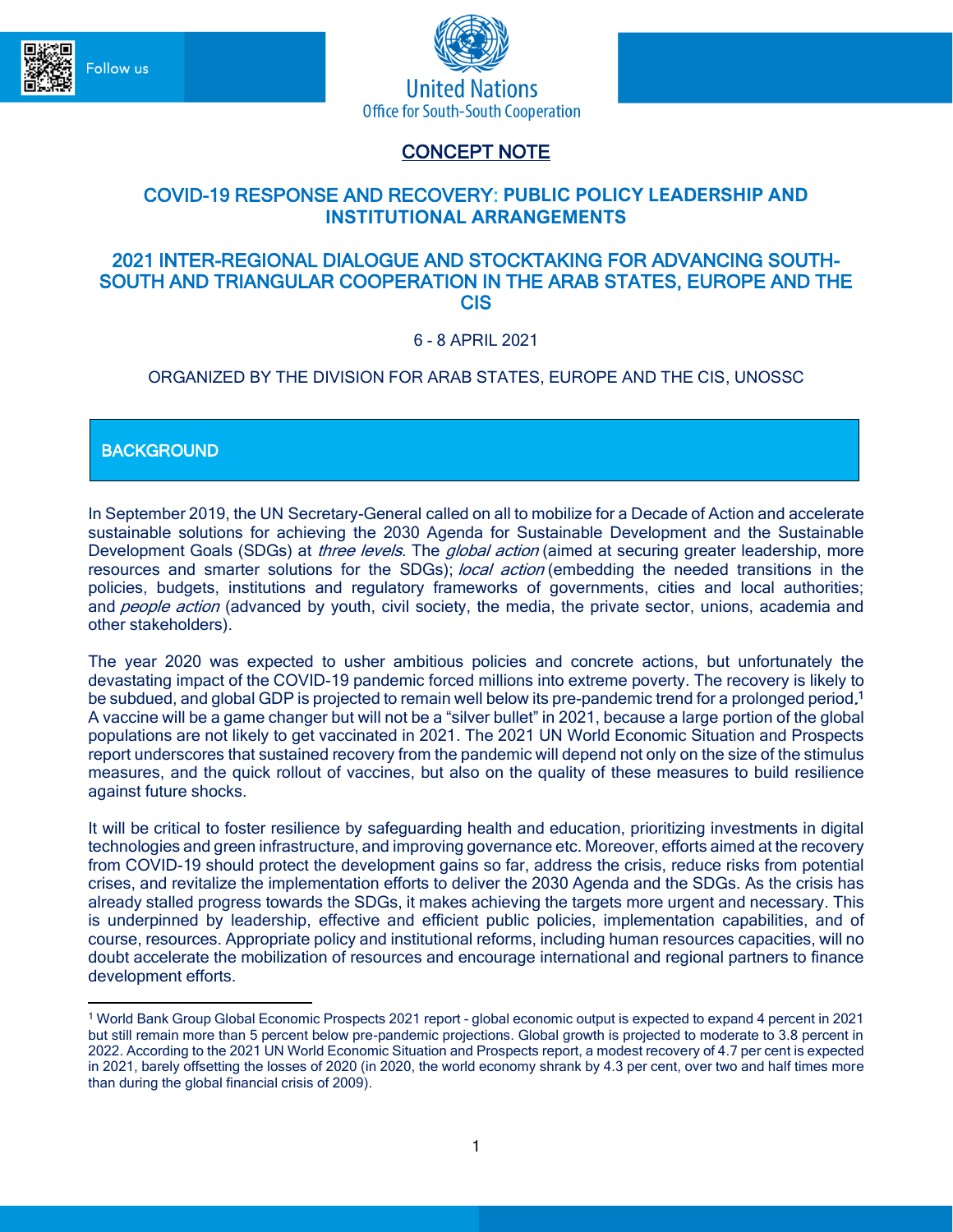Follow us

United Nations
Office for South-South Cooperation

# CONCEPT NOTE

## COVID-19 RESPONSE AND RECOVERY: PUBLIC POLICY LEADERSHIP AND INSTITUTIONAL ARRANGEMENTS

## 2021 INTER-REGIONAL DIALOGUE AND STOCKTAKING FOR ADVANCING SOUTH-SOUTH AND TRIANGULAR COOPERATION IN THE ARAB STATES, EUROPE AND THE CIS

6 - 8 APRIL 2021

ORGANIZED BY THE DIVISION FOR ARAB STATES, EUROPE AND THE CIS, UNOSSC

### BACKGROUND

In September 2019, the UN Secretary-General called on all to mobilize for a Decade of Action and accelerate sustainable solutions for achieving the 2030 Agenda for Sustainable Development and the Sustainable Development Goals (SDGs) at *three levels*. The *global action* (aimed at securing greater leadership, more resources and smarter solutions for the SDGs); *local action* (embedding the needed transitions in the policies, budgets, institutions and regulatory frameworks of governments, cities and local authorities; and *people action* (advanced by youth, civil society, the media, the private sector, unions, academia and other stakeholders).

The year 2020 was expected to usher ambitious policies and concrete actions, but unfortunately the devastating impact of the COVID-19 pandemic forced millions into extreme poverty. The recovery is likely to be subdued, and global GDP is projected to remain well below its pre-pandemic trend for a prolonged period.[1] A vaccine will be a game changer but will not be a "silver bullet" in 2021, because a large portion of the global populations are not likely to get vaccinated in 2021. The 2021 UN World Economic Situation and Prospects report underscores that sustained recovery from the pandemic will depend not only on the size of the stimulus measures, and the quick rollout of vaccines, but also on the quality of these measures to build resilience against future shocks.

It will be critical to foster resilience by safeguarding health and education, prioritizing investments in digital technologies and green infrastructure, and improving governance etc. Moreover, efforts aimed at the recovery from COVID-19 should protect the development gains so far, address the crisis, reduce risks from potential crises, and revitalize the implementation efforts to deliver the 2030 Agenda and the SDGs. As the crisis has already stalled progress towards the SDGs, it makes achieving the targets more urgent and necessary. This is underpinned by leadership, effective and efficient public policies, implementation capabilities, and of course, resources. Appropriate policy and institutional reforms, including human resources capacities, will no doubt accelerate the mobilization of resources and encourage international and regional partners to finance development efforts.

---

[1] World Bank Group Global Economic Prospects 2021 report - global economic output is expected to expand 4 percent in 2021 but still remain more than 5 percent below pre-pandemic projections. Global growth is projected to moderate to 3.8 percent in 2022. According to the 2021 UN World Economic Situation and Prospects report, a modest recovery of 4.7 per cent is expected in 2021, barely offsetting the losses of 2020 (in 2020, the world economy shrank by 4.3 per cent, over two and half times more than during the global financial crisis of 2009).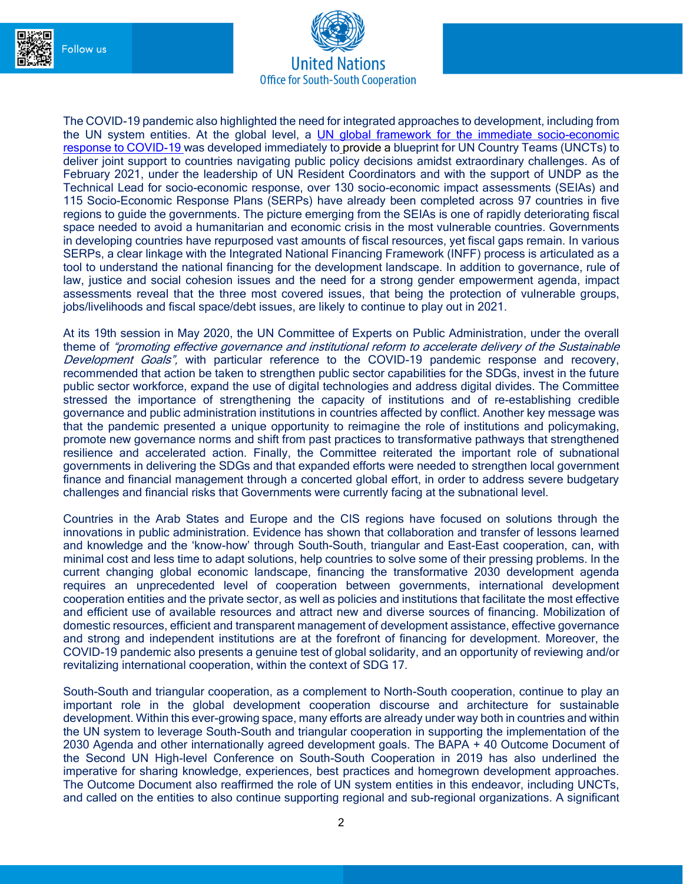The COVID-19 pandemic also highlighted the need for integrated approaches to development, including from the UN system entities. At the global level, a [UN global framework for the immediate socio-economic response to COVID-19](#) was developed immediately to provide a blueprint for UN Country Teams (UNCTs) to deliver joint support to countries navigating public policy decisions amidst extraordinary challenges. As of February 2021, under the leadership of UN Resident Coordinators and with the support of UNDP as the Technical Lead for socio-economic response, over 130 socio-economic impact assessments (SEIAs) and 115 Socio-Economic Response Plans (SERPs) have already been completed across 97 countries in five regions to guide the governments. The picture emerging from the SEIAs is one of rapidly deteriorating fiscal space needed to avoid a humanitarian and economic crisis in the most vulnerable countries. Governments in developing countries have repurposed vast amounts of fiscal resources, yet fiscal gaps remain. In various SERPs, a clear linkage with the Integrated National Financing Framework (INFF) process is articulated as a tool to understand the national financing for the development landscape. In addition to governance, rule of law, justice and social cohesion issues and the need for a strong gender empowerment agenda, impact assessments reveal that the three most covered issues, that being the protection of vulnerable groups, jobs/livelihoods and fiscal space/debt issues, are likely to continue to play out in 2021.

At its 19th session in May 2020, the UN Committee of Experts on Public Administration, under the overall theme of *"promoting effective governance and institutional reform to accelerate delivery of the Sustainable Development Goals",* with particular reference to the COVID-19 pandemic response and recovery, recommended that action be taken to strengthen public sector capabilities for the SDGs, invest in the future public sector workforce, expand the use of digital technologies and address digital divides. The Committee stressed the importance of strengthening the capacity of institutions and of re-establishing credible governance and public administration institutions in countries affected by conflict. Another key message was that the pandemic presented a unique opportunity to reimagine the role of institutions and policymaking, promote new governance norms and shift from past practices to transformative pathways that strengthened resilience and accelerated action. Finally, the Committee reiterated the important role of subnational governments in delivering the SDGs and that expanded efforts were needed to strengthen local government finance and financial management through a concerted global effort, in order to address severe budgetary challenges and financial risks that Governments were currently facing at the subnational level.

Countries in the Arab States and Europe and the CIS regions have focused on solutions through the innovations in public administration. Evidence has shown that collaboration and transfer of lessons learned and knowledge and the 'know-how' through South-South, triangular and East-East cooperation, can, with minimal cost and less time to adapt solutions, help countries to solve some of their pressing problems. In the current changing global economic landscape, financing the transformative 2030 development agenda requires an unprecedented level of cooperation between governments, international development cooperation entities and the private sector, as well as policies and institutions that facilitate the most effective and efficient use of available resources and attract new and diverse sources of financing. Mobilization of domestic resources, efficient and transparent management of development assistance, effective governance and strong and independent institutions are at the forefront of financing for development. Moreover, the COVID-19 pandemic also presents a genuine test of global solidarity, and an opportunity of reviewing and/or revitalizing international cooperation, within the context of SDG 17.

South-South and triangular cooperation, as a complement to North-South cooperation, continue to play an important role in the global development cooperation discourse and architecture for sustainable development. Within this ever-growing space, many efforts are already under way both in countries and within the UN system to leverage South-South and triangular cooperation in supporting the implementation of the 2030 Agenda and other internationally agreed development goals. The BAPA + 40 Outcome Document of the Second UN High-level Conference on South-South Cooperation in 2019 has also underlined the imperative for sharing knowledge, experiences, best practices and homegrown development approaches. The Outcome Document also reaffirmed the role of UN system entities in this endeavor, including UNCTs, and called on the entities to also continue supporting regional and sub-regional organizations. A significant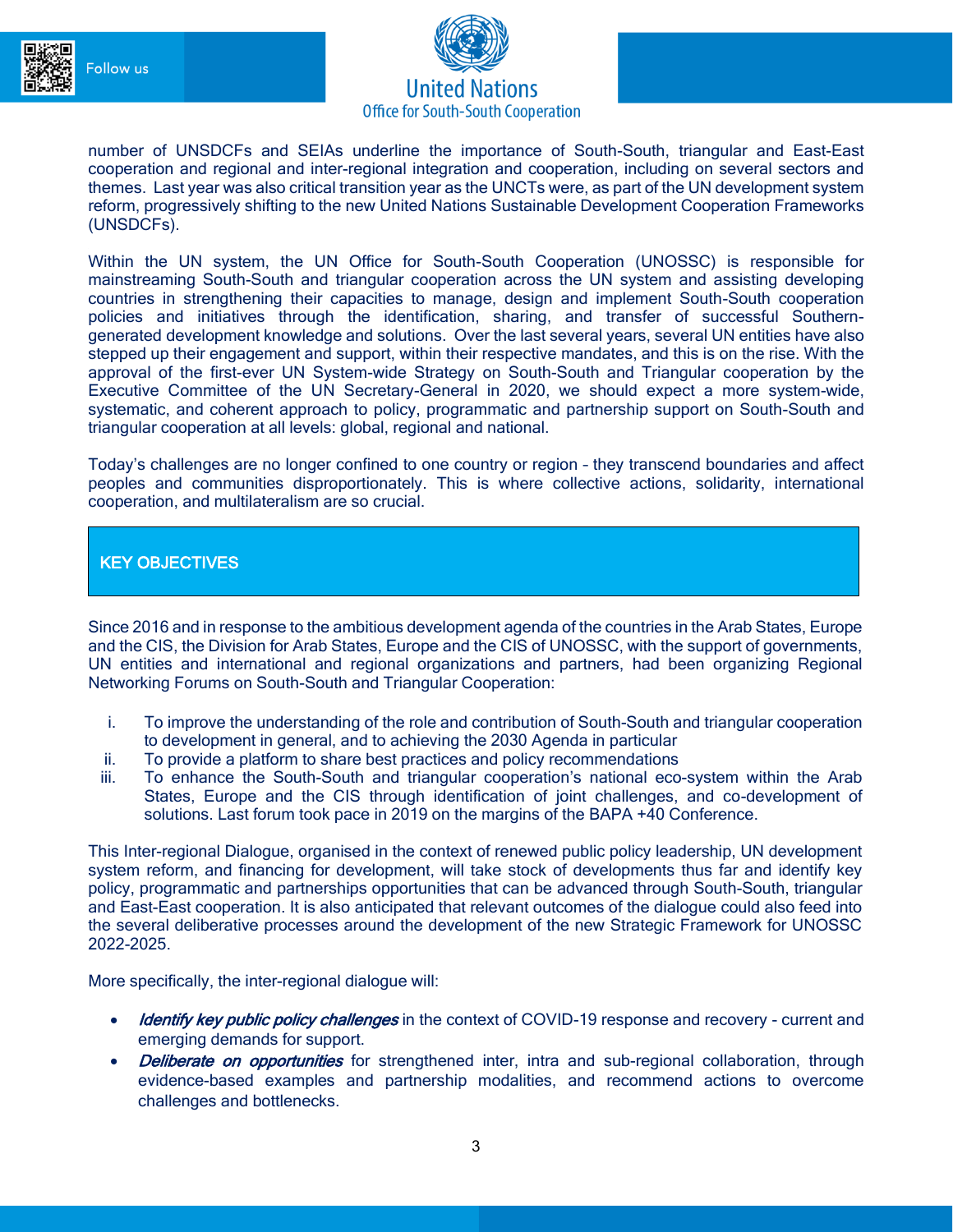number of UNSDCFs and SEIAs underline the importance of South-South, triangular and East-East cooperation and regional and inter-regional integration and cooperation, including on several sectors and themes. Last year was also critical transition year as the UNCTs were, as part of the UN development system reform, progressively shifting to the new United Nations Sustainable Development Cooperation Frameworks (UNSDCFs).

Within the UN system, the UN Office for South-South Cooperation (UNOSSC) is responsible for mainstreaming South-South and triangular cooperation across the UN system and assisting developing countries in strengthening their capacities to manage, design and implement South-South cooperation policies and initiatives through the identification, sharing, and transfer of successful Southern-generated development knowledge and solutions. Over the last several years, several UN entities have also stepped up their engagement and support, within their respective mandates, and this is on the rise. With the approval of the first-ever UN System-wide Strategy on South-South and Triangular cooperation by the Executive Committee of the UN Secretary-General in 2020, we should expect a more system-wide, systematic, and coherent approach to policy, programmatic and partnership support on South-South and triangular cooperation at all levels: global, regional and national.

Today's challenges are no longer confined to one country or region – they transcend boundaries and affect peoples and communities disproportionately. This is where collective actions, solidarity, international cooperation, and multilateralism are so crucial.

## KEY OBJECTIVES

Since 2016 and in response to the ambitious development agenda of the countries in the Arab States, Europe and the CIS, the Division for Arab States, Europe and the CIS of UNOSSC, with the support of governments, UN entities and international and regional organizations and partners, had been organizing Regional Networking Forums on South-South and Triangular Cooperation:

i. To improve the understanding of the role and contribution of South-South and triangular cooperation to development in general, and to achieving the 2030 Agenda in particular
ii. To provide a platform to share best practices and policy recommendations
iii. To enhance the South-South and triangular cooperation's national eco-system within the Arab States, Europe and the CIS through identification of joint challenges, and co-development of solutions. Last forum took pace in 2019 on the margins of the BAPA +40 Conference.

This Inter-regional Dialogue, organised in the context of renewed public policy leadership, UN development system reform, and financing for development, will take stock of developments thus far and identify key policy, programmatic and partnerships opportunities that can be advanced through South-South, triangular and East-East cooperation. It is also anticipated that relevant outcomes of the dialogue could also feed into the several deliberative processes around the development of the new Strategic Framework for UNOSSC 2022-2025.

More specifically, the inter-regional dialogue will:

- ***Identify key public policy challenges*** in the context of COVID-19 response and recovery - current and emerging demands for support.
- ***Deliberate on opportunities*** for strengthened inter, intra and sub-regional collaboration, through evidence-based examples and partnership modalities, and recommend actions to overcome challenges and bottlenecks.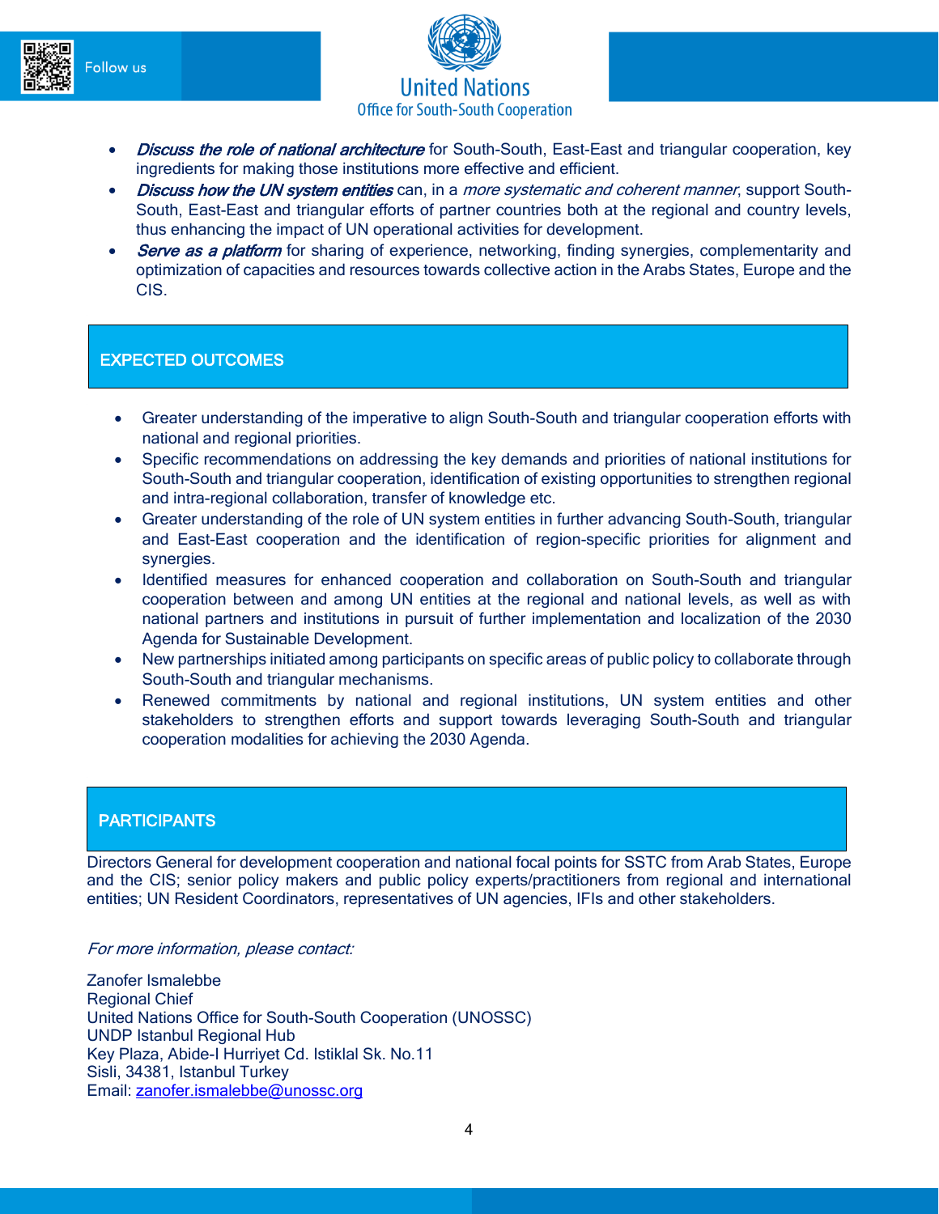- ***Discuss the role of national architecture*** for South-South, East-East and triangular cooperation, key ingredients for making those institutions more effective and efficient.
- ***Discuss how the UN system entities*** can, in a *more systematic and coherent manner*, support South-South, East-East and triangular efforts of partner countries both at the regional and country levels, thus enhancing the impact of UN operational activities for development.
- ***Serve as a platform*** for sharing of experience, networking, finding synergies, complementarity and optimization of capacities and resources towards collective action in the Arabs States, Europe and the CIS.

## EXPECTED OUTCOMES

- Greater understanding of the imperative to align South-South and triangular cooperation efforts with national and regional priorities.
- Specific recommendations on addressing the key demands and priorities of national institutions for South-South and triangular cooperation, identification of existing opportunities to strengthen regional and intra-regional collaboration, transfer of knowledge etc.
- Greater understanding of the role of UN system entities in further advancing South-South, triangular and East-East cooperation and the identification of region-specific priorities for alignment and synergies.
- Identified measures for enhanced cooperation and collaboration on South-South and triangular cooperation between and among UN entities at the regional and national levels, as well as with national partners and institutions in pursuit of further implementation and localization of the 2030 Agenda for Sustainable Development.
- New partnerships initiated among participants on specific areas of public policy to collaborate through South-South and triangular mechanisms.
- Renewed commitments by national and regional institutions, UN system entities and other stakeholders to strengthen efforts and support towards leveraging South-South and triangular cooperation modalities for achieving the 2030 Agenda.

## PARTICIPANTS

Directors General for development cooperation and national focal points for SSTC from Arab States, Europe and the CIS; senior policy makers and public policy experts/practitioners from regional and international entities; UN Resident Coordinators, representatives of UN agencies, IFIs and other stakeholders.

*For more information, please contact:*

Zanofer Ismalebbe
Regional Chief
United Nations Office for South-South Cooperation (UNOSSC)
UNDP Istanbul Regional Hub
Key Plaza, Abide-I Hurriyet Cd. Istiklal Sk. No.11
Sisli, 34381, Istanbul Turkey
Email: zanofer.ismalebbe@unossc.org